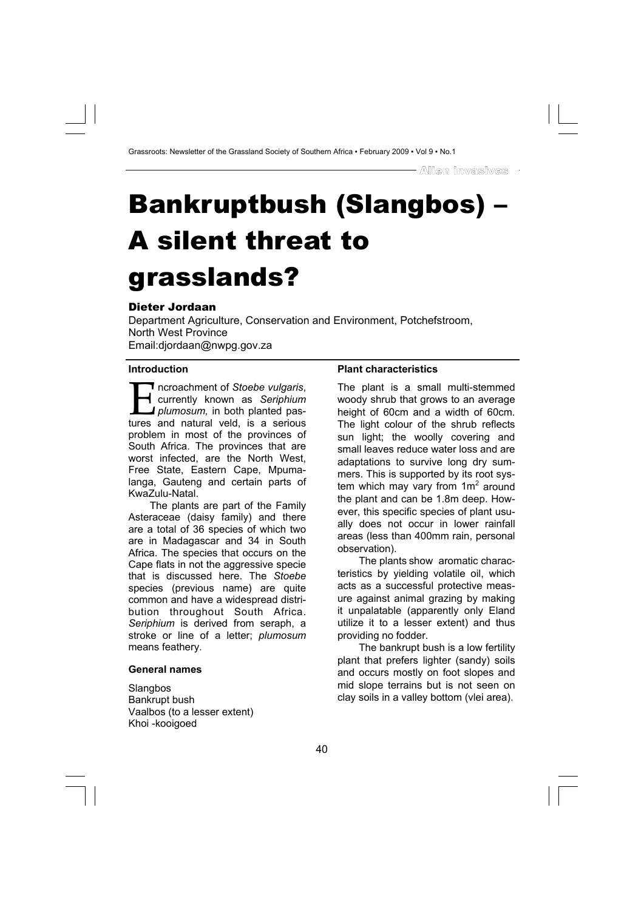# Bankruptbush (Slangbos) – A silent threat to grasslands?

**Dieter Jordaan**

Department Agriculture, Conservation and Environment, Potchefstroom, North West Province
Email:djordaan@nwpg.gov.za

### Introduction

Encroachment of *Stoebe vulgaris*, currently known as *Seriphium plumosum,* in both planted pastures and natural veld, is a serious problem in most of the provinces of South Africa. The provinces that are worst infected, are the North West, Free State, Eastern Cape, Mpumalanga, Gauteng and certain parts of KwaZulu-Natal.

The plants are part of the Family Asteraceae (daisy family) and there are a total of 36 species of which two are in Madagascar and 34 in South Africa. The species that occurs on the Cape flats in not the aggressive specie that is discussed here. The *Stoebe* species (previous name) are quite common and have a widespread distribution throughout South Africa. *Seriphium* is derived from seraph, a stroke or line of a letter; *plumosum* means feathery.

### General names

Slangbos
Bankrupt bush
Vaalbos (to a lesser extent)
Khoi -kooigoed

### Plant characteristics

The plant is a small multi-stemmed woody shrub that grows to an average height of 60cm and a width of 60cm. The light colour of the shrub reflects sun light; the woolly covering and small leaves reduce water loss and are adaptations to survive long dry summers. This is supported by its root system which may vary from $1m^2$ around the plant and can be 1.8m deep. However, this specific species of plant usually does not occur in lower rainfall areas (less than 400mm rain, personal observation).

The plants show aromatic characteristics by yielding volatile oil, which acts as a successful protective measure against animal grazing by making it unpalatable (apparently only Eland utilize it to a lesser extent) and thus providing no fodder.

The bankrupt bush is a low fertility plant that prefers lighter (sandy) soils and occurs mostly on foot slopes and mid slope terrains but is not seen on clay soils in a valley bottom (vlei area).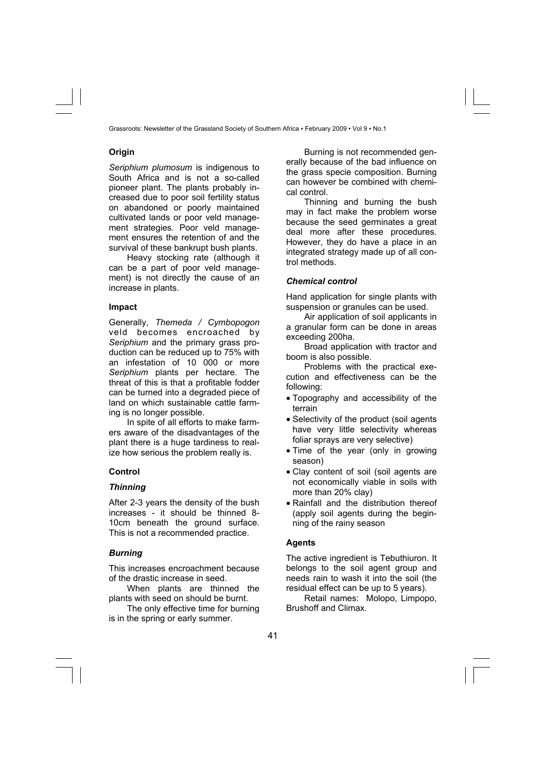## Origin

*Seriphium plumosum* is indigenous to South Africa and is not a so-called pioneer plant. The plants probably increased due to poor soil fertility status on abandoned or poorly maintained cultivated lands or poor veld management strategies. Poor veld management ensures the retention of and the survival of these bankrupt bush plants.

Heavy stocking rate (although it can be a part of poor veld management) is not directly the cause of an increase in plants.

## Impact

Generally, *Themeda / Cymbopogon* veld becomes encroached by *Seriphium* and the primary grass production can be reduced up to 75% with an infestation of 10 000 or more *Seriphium* plants per hectare. The threat of this is that a profitable fodder can be turned into a degraded piece of land on which sustainable cattle farming is no longer possible.

In spite of all efforts to make farmers aware of the disadvantages of the plant there is a huge tardiness to realize how serious the problem really is.

## Control

### *Thinning*

After 2-3 years the density of the bush increases - it should be thinned 8-10cm beneath the ground surface. This is not a recommended practice.

### *Burning*

This increases encroachment because of the drastic increase in seed.

When plants are thinned the plants with seed on should be burnt.

The only effective time for burning is in the spring or early summer.

Burning is not recommended generally because of the bad influence on the grass specie composition. Burning can however be combined with chemical control.

Thinning and burning the bush may in fact make the problem worse because the seed germinates a great deal more after these procedures. However, they do have a place in an integrated strategy made up of all control methods.

### *Chemical control*

Hand application for single plants with suspension or granules can be used.

Air application of soil applicants in a granular form can be done in areas exceeding 200ha.

Broad application with tractor and boom is also possible.

Problems with the practical execution and effectiveness can be the following:

- Topography and accessibility of the terrain
- Selectivity of the product (soil agents have very little selectivity whereas foliar sprays are very selective)
- Time of the year (only in growing season)
- Clay content of soil (soil agents are not economically viable in soils with more than 20% clay)
- Rainfall and the distribution thereof (apply soil agents during the beginning of the rainy season

## Agents

The active ingredient is Tebuthiuron. It belongs to the soil agent group and needs rain to wash it into the soil (the residual effect can be up to 5 years).

Retail names: Molopo, Limpopo, Brushoff and Climax.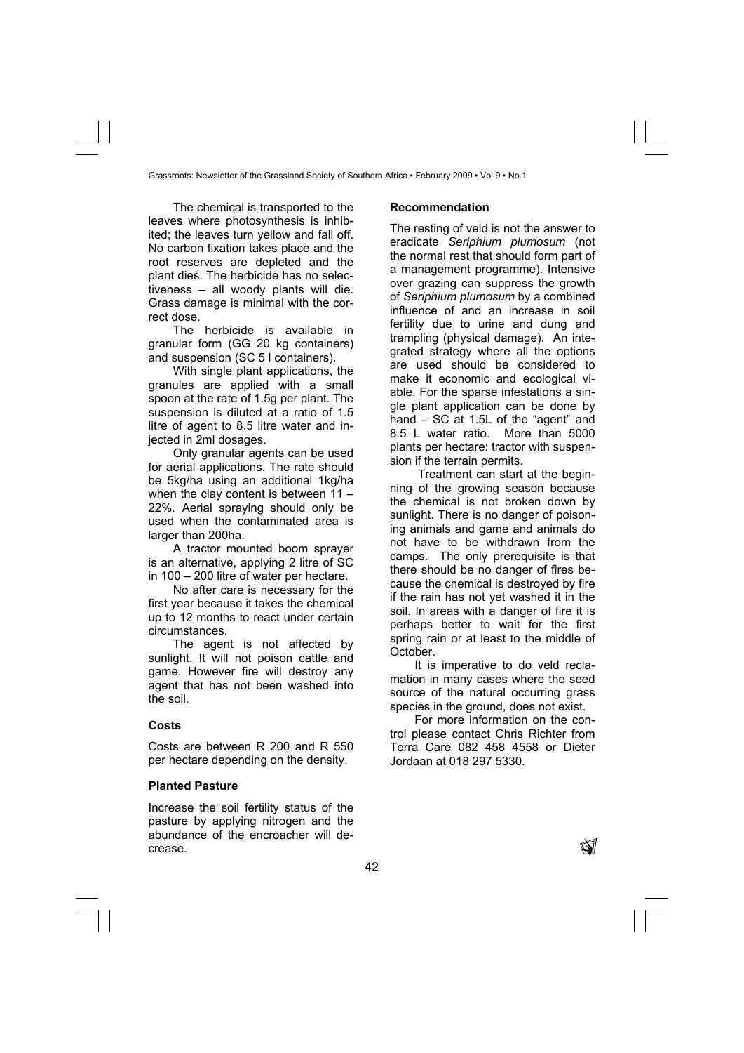The chemical is transported to the leaves where photosynthesis is inhibited; the leaves turn yellow and fall off. No carbon fixation takes place and the root reserves are depleted and the plant dies. The herbicide has no selectiveness – all woody plants will die. Grass damage is minimal with the correct dose.

The herbicide is available in granular form (GG 20 kg containers) and suspension (SC 5 l containers).

With single plant applications, the granules are applied with a small spoon at the rate of 1.5g per plant. The suspension is diluted at a ratio of 1.5 litre of agent to 8.5 litre water and injected in 2ml dosages.

Only granular agents can be used for aerial applications. The rate should be 5kg/ha using an additional 1kg/ha when the clay content is between 11 – 22%. Aerial spraying should only be used when the contaminated area is larger than 200ha.

A tractor mounted boom sprayer is an alternative, applying 2 litre of SC in 100 – 200 litre of water per hectare.

No after care is necessary for the first year because it takes the chemical up to 12 months to react under certain circumstances.

The agent is not affected by sunlight. It will not poison cattle and game. However fire will destroy any agent that has not been washed into the soil.

### Costs

Costs are between R 200 and R 550 per hectare depending on the density.

### Planted Pasture

Increase the soil fertility status of the pasture by applying nitrogen and the abundance of the encroacher will decrease.

### Recommendation

The resting of veld is not the answer to eradicate *Seriphium plumosum* (not the normal rest that should form part of a management programme). Intensive over grazing can suppress the growth of *Seriphium plumosum* by a combined influence of and an increase in soil fertility due to urine and dung and trampling (physical damage). An integrated strategy where all the options are used should be considered to make it economic and ecological viable. For the sparse infestations a single plant application can be done by hand – SC at 1.5L of the "agent" and 8.5 L water ratio. More than 5000 plants per hectare: tractor with suspension if the terrain permits.

Treatment can start at the beginning of the growing season because the chemical is not broken down by sunlight. There is no danger of poisoning animals and game and animals do not have to be withdrawn from the camps. The only prerequisite is that there should be no danger of fires because the chemical is destroyed by fire if the rain has not yet washed it in the soil. In areas with a danger of fire it is perhaps better to wait for the first spring rain or at least to the middle of October.

It is imperative to do veld reclamation in many cases where the seed source of the natural occurring grass species in the ground, does not exist.

For more information on the control please contact Chris Richter from Terra Care 082 458 4558 or Dieter Jordaan at 018 297 5330.